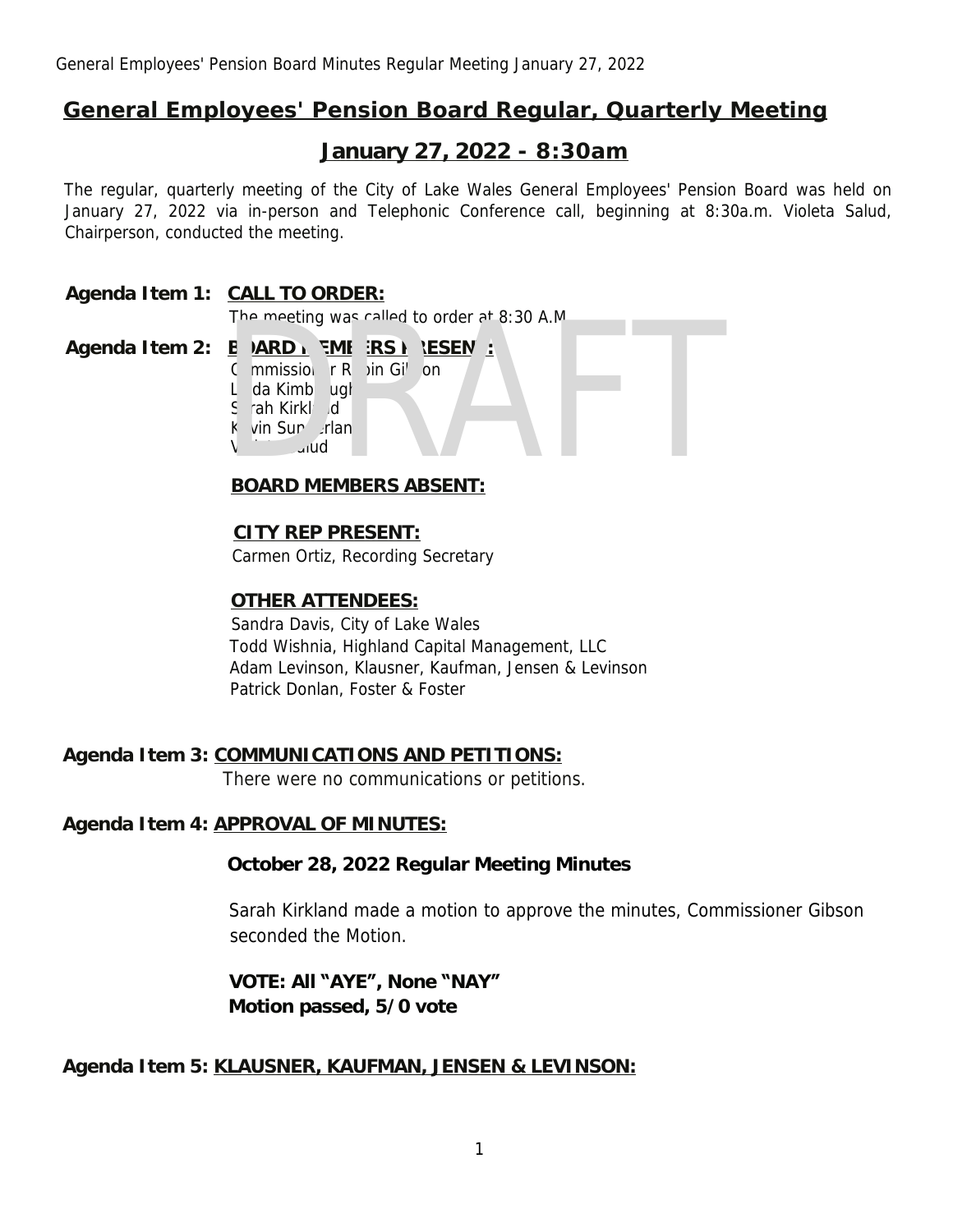# General Employees' Pension Board Regular, Quarterly Meeting

## January 27, 2022 - 8:30am

The regular, quarterly meeting of the City of Lake Wales General Employees' Pension Board was held on January 27, 2022 via in-person and Telephonic Conference call, beginning at 8:30a.m. Violeta Salud, Chairperson, conducted the meeting.

**Agenda Item 1: CALL TO ORDER:**

The meeting was called to order at 8:30 A.M.

**Agenda Item 2: BOARD MEMBERS PRESENT:**

Commissioner Robin Gibson
Linda Kimbrough
Sarah Kirkland
Kevin Sunderland
Violeta Salud

**BOARD MEMBERS ABSENT:**

**CITY REP PRESENT:**

Carmen Ortiz, Recording Secretary

**OTHER ATTENDEES:**

Sandra Davis, City of Lake Wales
Todd Wishnia, Highland Capital Management, LLC
Adam Levinson, Klausner, Kaufman, Jensen & Levinson
Patrick Donlan, Foster & Foster

**Agenda Item 3: COMMUNICATIONS AND PETITIONS:**

There were no communications or petitions.

**Agenda Item 4: APPROVAL OF MINUTES:**

**October 28, 2022 Regular Meeting Minutes**

Sarah Kirkland made a motion to approve the minutes, Commissioner Gibson seconded the Motion.

**VOTE: All "AYE", None "NAY"**
**Motion passed, 5/0 vote**

**Agenda Item 5: KLAUSNER, KAUFMAN, JENSEN & LEVINSON:**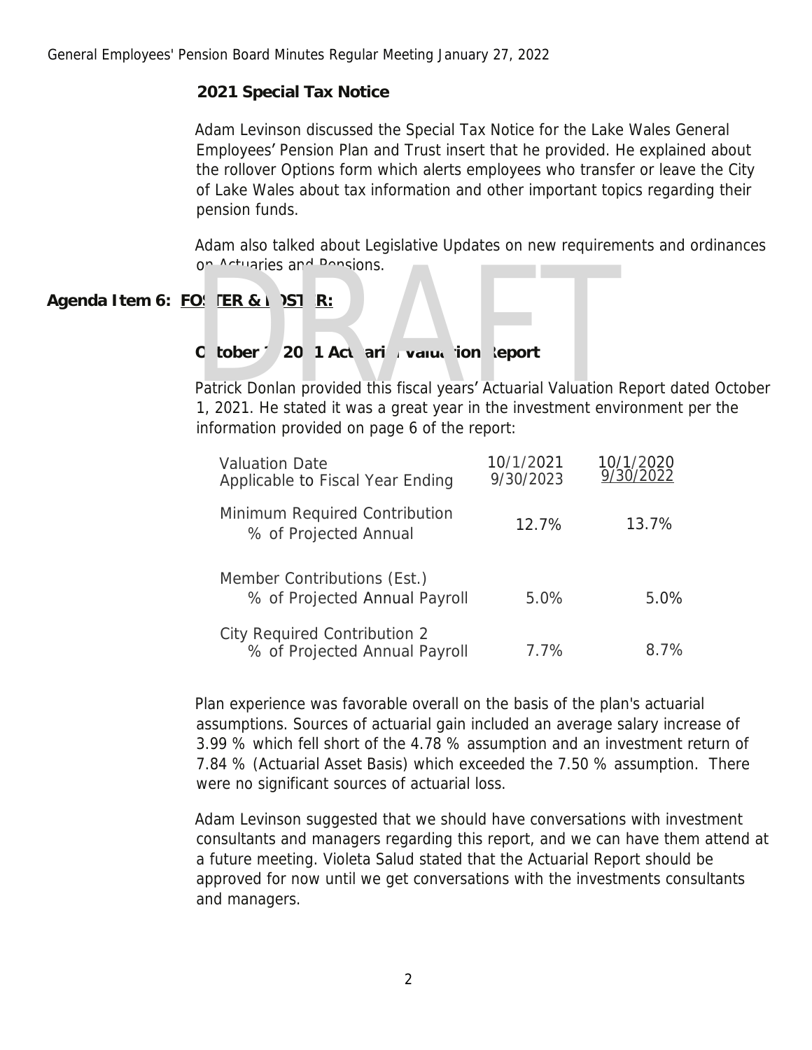### 2021 Special Tax Notice

Adam Levinson discussed the Special Tax Notice for the Lake Wales General Employees' Pension Plan and Trust insert that he provided. He explained about the rollover Options form which alerts employees who transfer or leave the City of Lake Wales about tax information and other important topics regarding their pension funds.

Adam also talked about Legislative Updates on new requirements and ordinances on Actuaries and Pensions.

**Agenda Item 6: FOSTER & FOSTER:**

### October 1, 2021 Actuarial Valuation Report

Patrick Donlan provided this fiscal years' Actuarial Valuation Report dated October 1, 2021. He stated it was a great year in the investment environment per the information provided on page 6 of the report:

| Valuation Date<br>Applicable to Fiscal Year Ending | 10/1/2021<br>9/30/2023 | 10/1/2020<br>9/30/2022 |
|---|---|---|
| Minimum Required Contribution<br>% of Projected Annual | 12.7% | 13.7% |
| Member Contributions (Est.)<br>% of Projected Annual Payroll | 5.0% | 5.0% |
| City Required Contribution 2<br>% of Projected Annual Payroll | 7.7% | 8.7% |

Plan experience was favorable overall on the basis of the plan's actuarial assumptions. Sources of actuarial gain included an average salary increase of 3.99 % which fell short of the 4.78 % assumption and an investment return of 7.84 % (Actuarial Asset Basis) which exceeded the 7.50 % assumption. There were no significant sources of actuarial loss.

Adam Levinson suggested that we should have conversations with investment consultants and managers regarding this report, and we can have them attend at a future meeting. Violeta Salud stated that the Actuarial Report should be approved for now until we get conversations with the investments consultants and managers.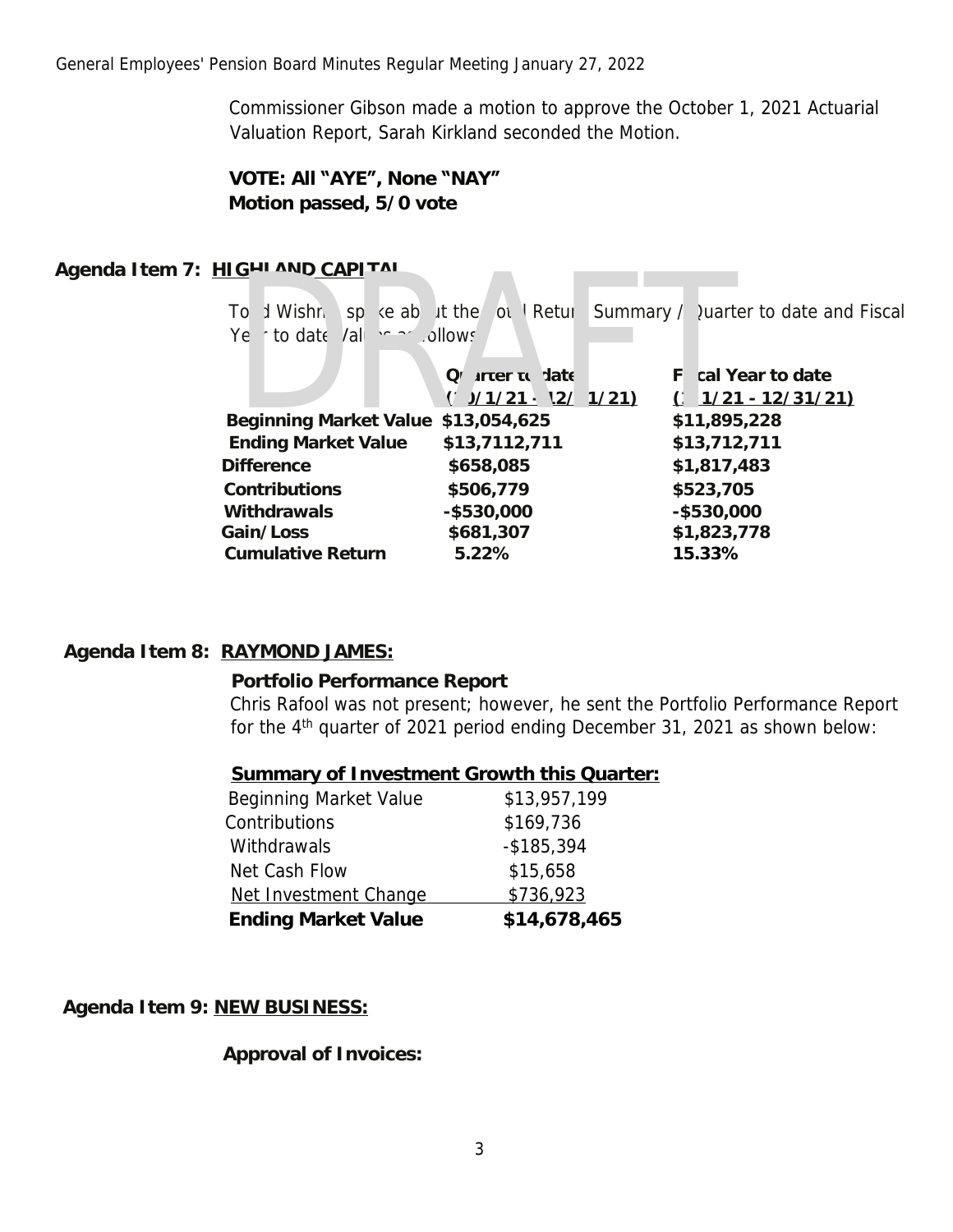Commissioner Gibson made a motion to approve the October 1, 2021 Actuarial Valuation Report, Sarah Kirkland seconded the Motion.

**VOTE: All "AYE", None "NAY"**
**Motion passed, 5/0 vote**

**Agenda Item 7: HIGHLAND CAPITAL**

Todd Wishnia spoke about the Total Return Summary / Quarter to date and Fiscal Year to date Values as follows:

| | **Quarter to date (10/1/21 - 12/31/21)** | **Fiscal Year to date (10/1/21 - 12/31/21)** |
|---|---|---|
| **Beginning Market Value** | **$13,054,625** | **$11,895,228** |
| **Ending Market Value** | **$13,7112,711** | **$13,712,711** |
| **Difference** | **$658,085** | **$1,817,483** |
| **Contributions** | **$506,779** | **$523,705** |
| **Withdrawals** | **-$530,000** | **-$530,000** |
| **Gain/Loss** | **$681,307** | **$1,823,778** |
| **Cumulative Return** | **5.22%** | **15.33%** |

**Agenda Item 8: RAYMOND JAMES:**

**Portfolio Performance Report**

Chris Rafool was not present; however, he sent the Portfolio Performance Report for the 4th quarter of 2021 period ending December 31, 2021 as shown below:

**Summary of Investment Growth this Quarter:**

| | |
|---|---|
| Beginning Market Value | $13,957,199 |
| Contributions | $169,736 |
| Withdrawals | -$185,394 |
| Net Cash Flow | $15,658 |
| Net Investment Change | $736,923 |
| **Ending Market Value** | **$14,678,465** |

**Agenda Item 9: NEW BUSINESS:**

**Approval of Invoices:**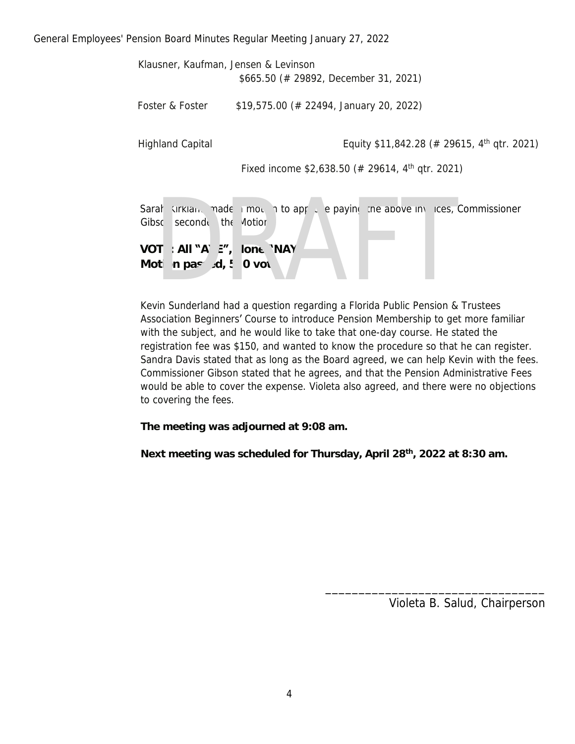Klausner, Kaufman, Jensen & Levinson
$665.50 (# 29892, December 31, 2021)

Foster & Foster $19,575.00 (# 22494, January 20, 2022)

Highland Capital Equity $11,842.28 (# 29615, 4th qtr. 2021)

Fixed income $2,638.50 (# 29614, 4th qtr. 2021)

Sarah Kirkland made a motion to approve paying the above invoices, Commissioner Gibson seconded the Motion.

**VOTE: All "AYE", None "NAY"**
**Motion passed, 5-0 vote**

Kevin Sunderland had a question regarding a Florida Public Pension & Trustees Association Beginners' Course to introduce Pension Membership to get more familiar with the subject, and he would like to take that one-day course. He stated the registration fee was $150, and wanted to know the procedure so that he can register. Sandra Davis stated that as long as the Board agreed, we can help Kevin with the fees. Commissioner Gibson stated that he agrees, and that the Pension Administrative Fees would be able to cover the expense. Violeta also agreed, and there were no objections to covering the fees.

**The meeting was adjourned at 9:08 am.**

**Next meeting was scheduled for Thursday, April 28th, 2022 at 8:30 am.**

\_\_\_\_\_\_\_\_\_\_\_\_\_\_\_\_\_\_\_\_\_\_\_\_\_\_\_\_\_\_\_\_\_\_
Violeta B. Salud, Chairperson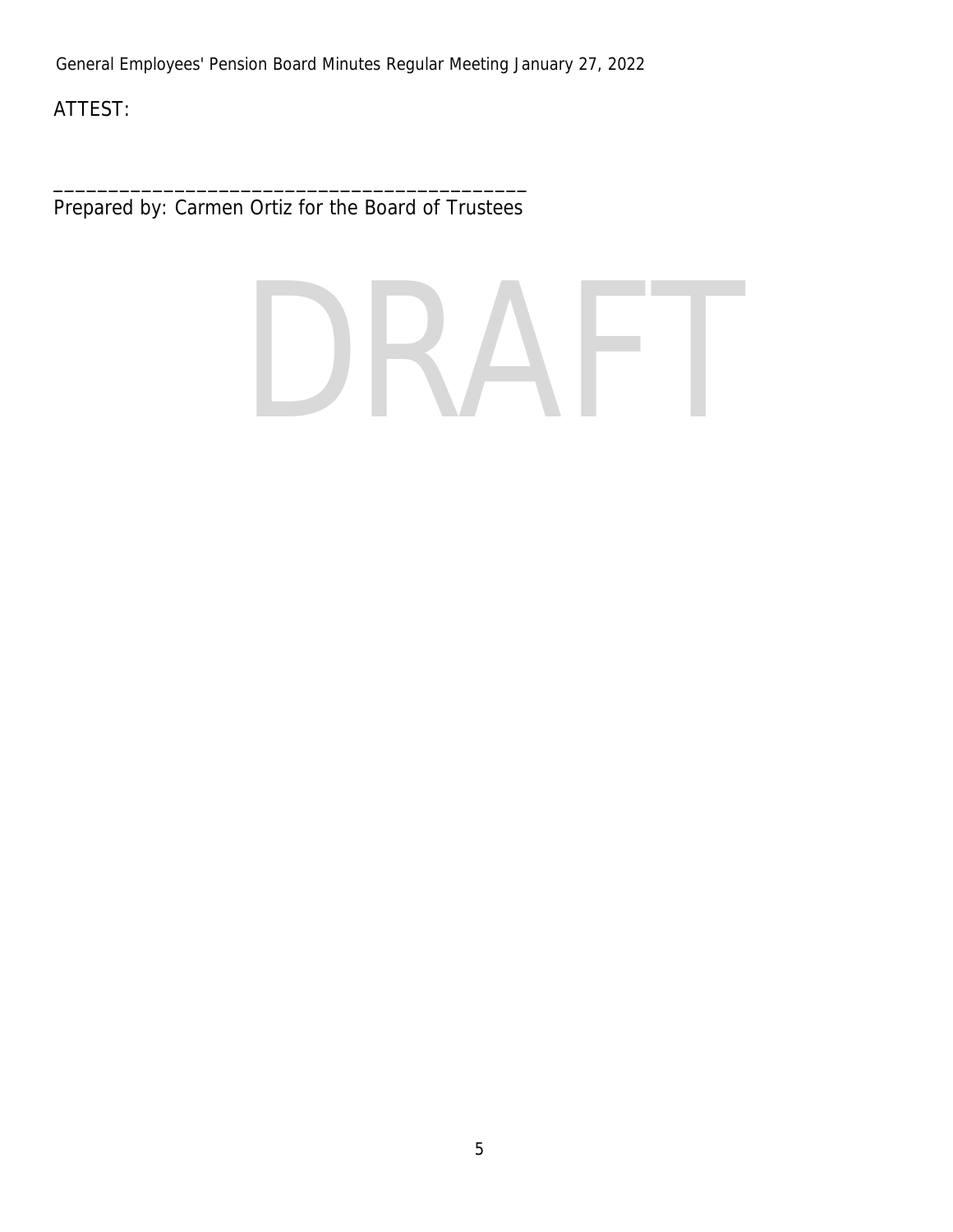ATTEST:

_____________________________________________
Prepared by: Carmen Ortiz for the Board of Trustees

DRAFT